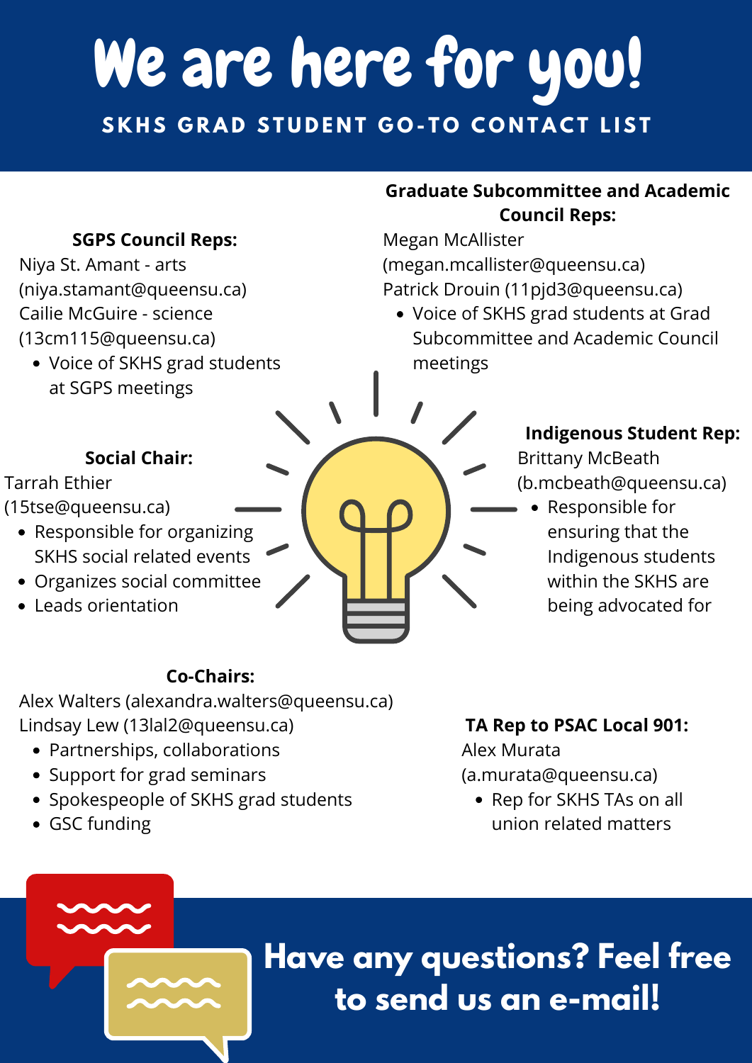# We are here for you!

## SKHS GRAD STUDENT GO-TO CONTACT LIST

**SGPS Council Reps:**

Niya St. Amant - arts (niya.stamant@queensu.ca)
Cailie McGuire - science (13cm115@queensu.ca)

- Voice of SKHS grad students at SGPS meetings

**Graduate Subcommittee and Academic Council Reps:**

Megan McAllister (megan.mcallister@queensu.ca)
Patrick Drouin (11pjd3@queensu.ca)

- Voice of SKHS grad students at Grad Subcommittee and Academic Council meetings

**Social Chair:**

Tarrah Ethier (15tse@queensu.ca)

- Responsible for organizing SKHS social related events
- Organizes social committee
- Leads orientation

**Indigenous Student Rep:**

Brittany McBeath (b.mcbeath@queensu.ca)

- Responsible for ensuring that the Indigenous students within the SKHS are being advocated for

**Co-Chairs:**

Alex Walters (alexandra.walters@queensu.ca)
Lindsay Lew (13lal2@queensu.ca)

- Partnerships, collaborations
- Support for grad seminars
- Spokespeople of SKHS grad students
- GSC funding

**TA Rep to PSAC Local 901:**

Alex Murata (a.murata@queensu.ca)

- Rep for SKHS TAs on all union related matters

**Have any questions? Feel free to send us an e-mail!**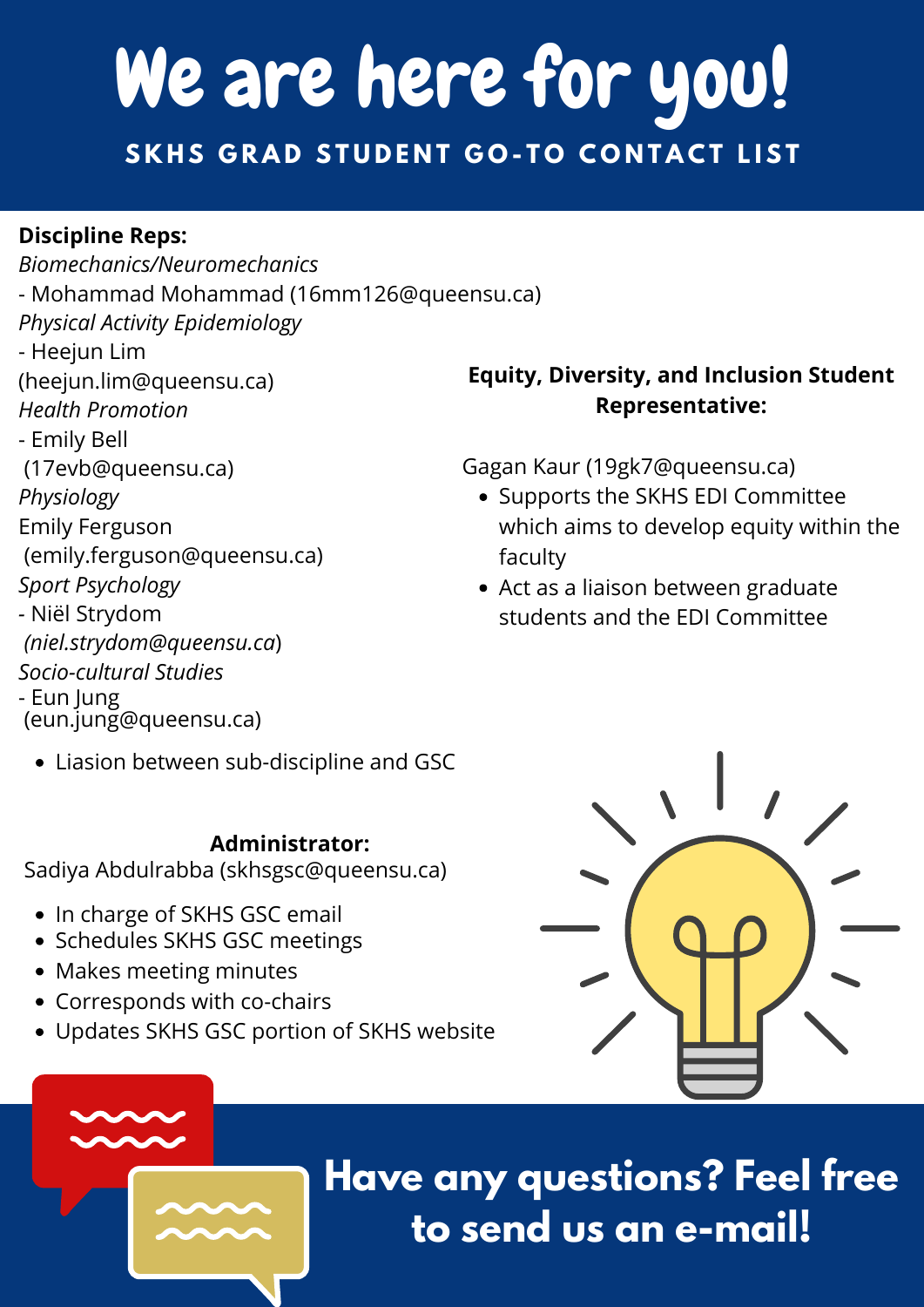# We are here for you!

## SKHS GRAD STUDENT GO-TO CONTACT LIST

**Discipline Reps:**

*Biomechanics/Neuromechanics*
- Mohammad Mohammad (16mm126@queensu.ca)

*Physical Activity Epidemiology*
- Heejun Lim (heejun.lim@queensu.ca)

*Health Promotion*
- Emily Bell (17evb@queensu.ca)

*Physiology*
Emily Ferguson (emily.ferguson@queensu.ca)

*Sport Psychology*
- Niël Strydom (*niel.strydom@queensu.ca*)

*Socio-cultural Studies*
- Eun Jung (eun.jung@queensu.ca)

- Liasion between sub-discipline and GSC

**Equity, Diversity, and Inclusion Student Representative:**

Gagan Kaur (19gk7@queensu.ca)

- Supports the SKHS EDI Committee which aims to develop equity within the faculty
- Act as a liaison between graduate students and the EDI Committee

**Administrator:**

Sadiya Abdulrabba (skhsgsc@queensu.ca)

- In charge of SKHS GSC email
- Schedules SKHS GSC meetings
- Makes meeting minutes
- Corresponds with co-chairs
- Updates SKHS GSC portion of SKHS website

**Have any questions? Feel free to send us an e-mail!**